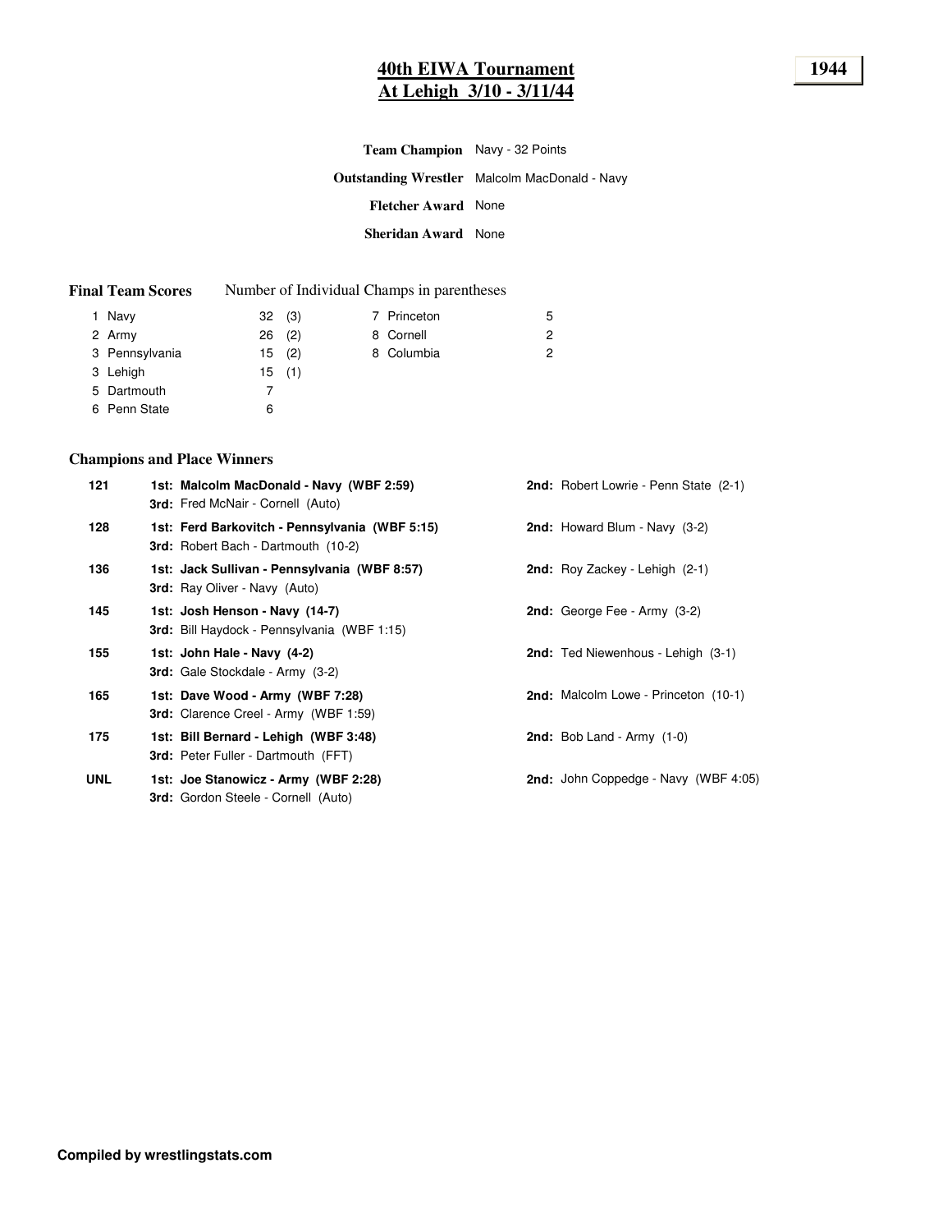# 40th EIWA Tournament
## At Lehigh 3/10 - 3/11/44

1944

**Team Champion** Navy - 32 Points

**Outstanding Wrestler** Malcolm MacDonald - Navy

**Fletcher Award** None

**Sheridan Award** None

**Final Team Scores** Number of Individual Champs in parentheses

| Rank | Team | Points | Champs |
|---|---|---|---|
| 1 | Navy | 32 | (3) |
| 2 | Army | 26 | (2) |
| 3 | Pennsylvania | 15 | (2) |
| 3 | Lehigh | 15 | (1) |
| 5 | Dartmouth | 7 | |
| 6 | Penn State | 6 | |
| 7 | Princeton | 5 | |
| 8 | Cornell | 2 | |
| 8 | Columbia | 2 | |

### Champions and Place Winners

| Weight | 1st | 2nd | 3rd |
|---|---|---|---|
| 121 | **Malcolm MacDonald - Navy (WBF 2:59)** | Robert Lowrie - Penn State (2-1) | Fred McNair - Cornell (Auto) |
| 128 | **Ferd Barkovitch - Pennsylvania (WBF 5:15)** | Howard Blum - Navy (3-2) | Robert Bach - Dartmouth (10-2) |
| 136 | **Jack Sullivan - Pennsylvania (WBF 8:57)** | Roy Zackey - Lehigh (2-1) | Ray Oliver - Navy (Auto) |
| 145 | **Josh Henson - Navy (14-7)** | George Fee - Army (3-2) | Bill Haydock - Pennsylvania (WBF 1:15) |
| 155 | **John Hale - Navy (4-2)** | Ted Niewenhous - Lehigh (3-1) | Gale Stockdale - Army (3-2) |
| 165 | **Dave Wood - Army (WBF 7:28)** | Malcolm Lowe - Princeton (10-1) | Clarence Creel - Army (WBF 1:59) |
| 175 | **Bill Bernard - Lehigh (WBF 3:48)** | Bob Land - Army (1-0) | Peter Fuller - Dartmouth (FFT) |
| UNL | **Joe Stanowicz - Army (WBF 2:28)** | John Coppedge - Navy (WBF 4:05) | Gordon Steele - Cornell (Auto) |

**Compiled by wrestlingstats.com**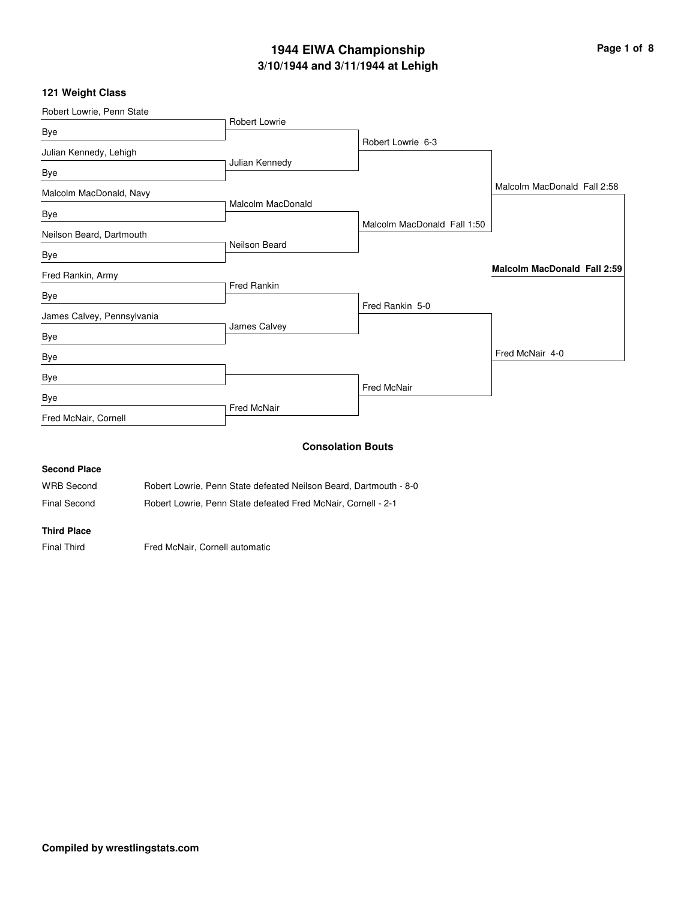# 1944 EIWA Championship

## 3/10/1944 and 3/11/1944 at Lehigh

### 121 Weight Class

| First Round | Quarterfinals | Semifinals | Finals | Champion |
|---|---|---|---|---|
| Robert Lowrie, Penn State | Robert Lowrie | Robert Lowrie 6-3 | Malcolm MacDonald Fall 2:58 | **Malcolm MacDonald Fall 2:59** |
| Bye | | | | |
| Julian Kennedy, Lehigh | Julian Kennedy | | | |
| Bye | | | | |
| Malcolm MacDonald, Navy | Malcolm MacDonald | Malcolm MacDonald Fall 1:50 | | |
| Bye | | | | |
| Neilson Beard, Dartmouth | Neilson Beard | | | |
| Bye | | | | |
| Fred Rankin, Army | Fred Rankin | Fred Rankin 5-0 | Fred McNair 4-0 | |
| Bye | | | | |
| James Calvey, Pennsylvania | James Calvey | | | |
| Bye | | | | |
| Bye | | Fred McNair | | |
| Bye | | | | |
| Bye | Fred McNair | | | |
| Fred McNair, Cornell | | | | |

### Consolation Bouts

**Second Place**

WRB Second — Robert Lowrie, Penn State defeated Neilson Beard, Dartmouth - 8-0

Final Second — Robert Lowrie, Penn State defeated Fred McNair, Cornell - 2-1

**Third Place**

Final Third — Fred McNair, Cornell automatic

**Compiled by wrestlingstats.com**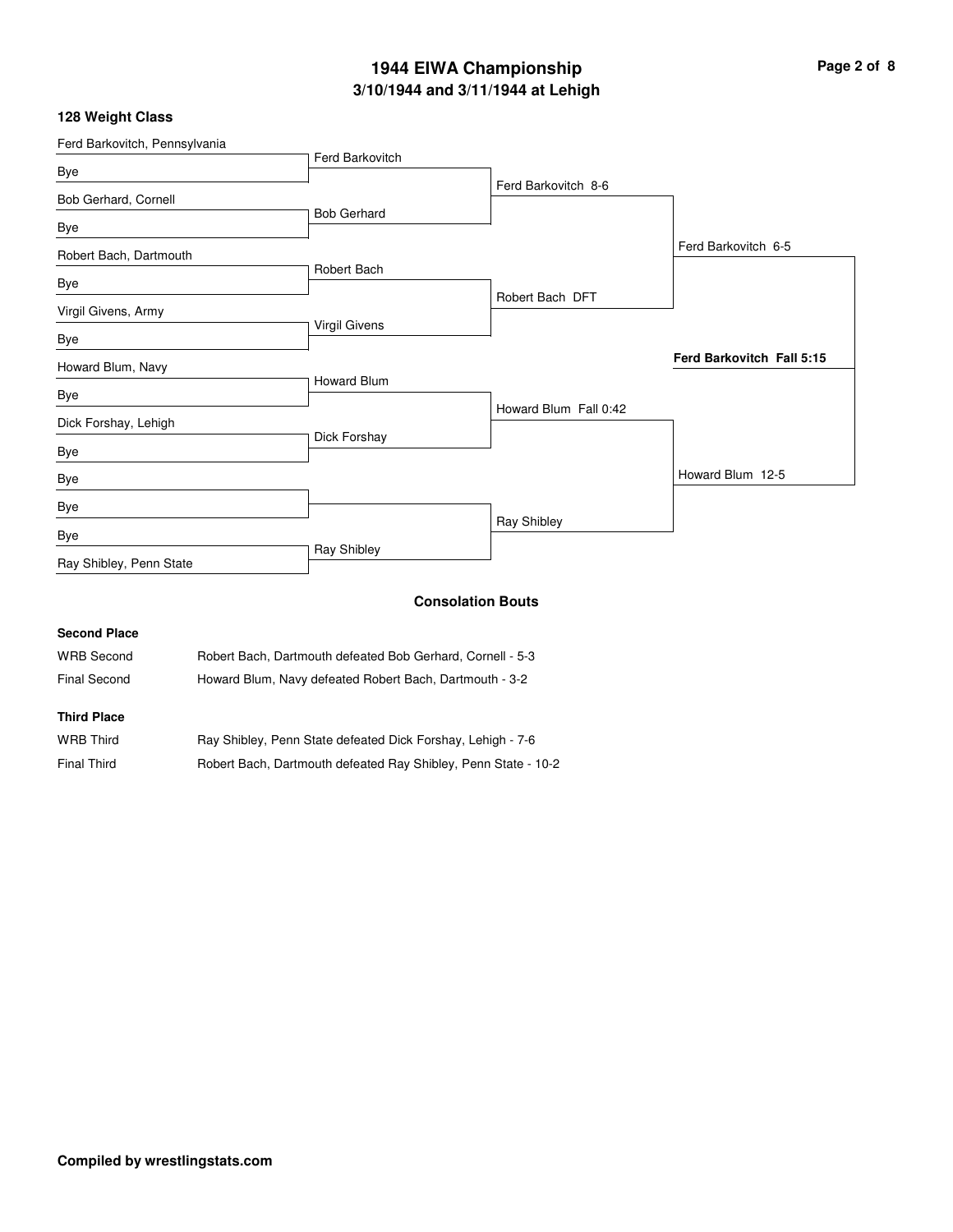# 1944 EIWA Championship

## 3/10/1944 and 3/11/1944 at Lehigh

### 128 Weight Class

| First Round | Quarterfinals | Semifinals | Finals | Champion |
|---|---|---|---|---|
| Ferd Barkovitch, Pennsylvania | | | | |
| Bye | Ferd Barkovitch | | | |
| Bob Gerhard, Cornell | | Ferd Barkovitch 8-6 | | |
| Bye | Bob Gerhard | | | |
| Robert Bach, Dartmouth | | | Ferd Barkovitch 6-5 | |
| Bye | Robert Bach | | | |
| Virgil Givens, Army | | Robert Bach DFT | | |
| Bye | Virgil Givens | | | |
| Howard Blum, Navy | | | | **Ferd Barkovitch Fall 5:15** |
| Bye | Howard Blum | | | |
| Dick Forshay, Lehigh | | Howard Blum Fall 0:42 | | |
| Bye | Dick Forshay | | | |
| Bye | | | Howard Blum 12-5 | |
| Bye | | | | |
| Bye | | Ray Shibley | | |
| Ray Shibley, Penn State | Ray Shibley | | | |

### Consolation Bouts

**Second Place**

| | |
|---|---|
| WRB Second | Robert Bach, Dartmouth defeated Bob Gerhard, Cornell - 5-3 |
| Final Second | Howard Blum, Navy defeated Robert Bach, Dartmouth - 3-2 |

**Third Place**

| | |
|---|---|
| WRB Third | Ray Shibley, Penn State defeated Dick Forshay, Lehigh - 7-6 |
| Final Third | Robert Bach, Dartmouth defeated Ray Shibley, Penn State - 10-2 |

**Compiled by wrestlingstats.com**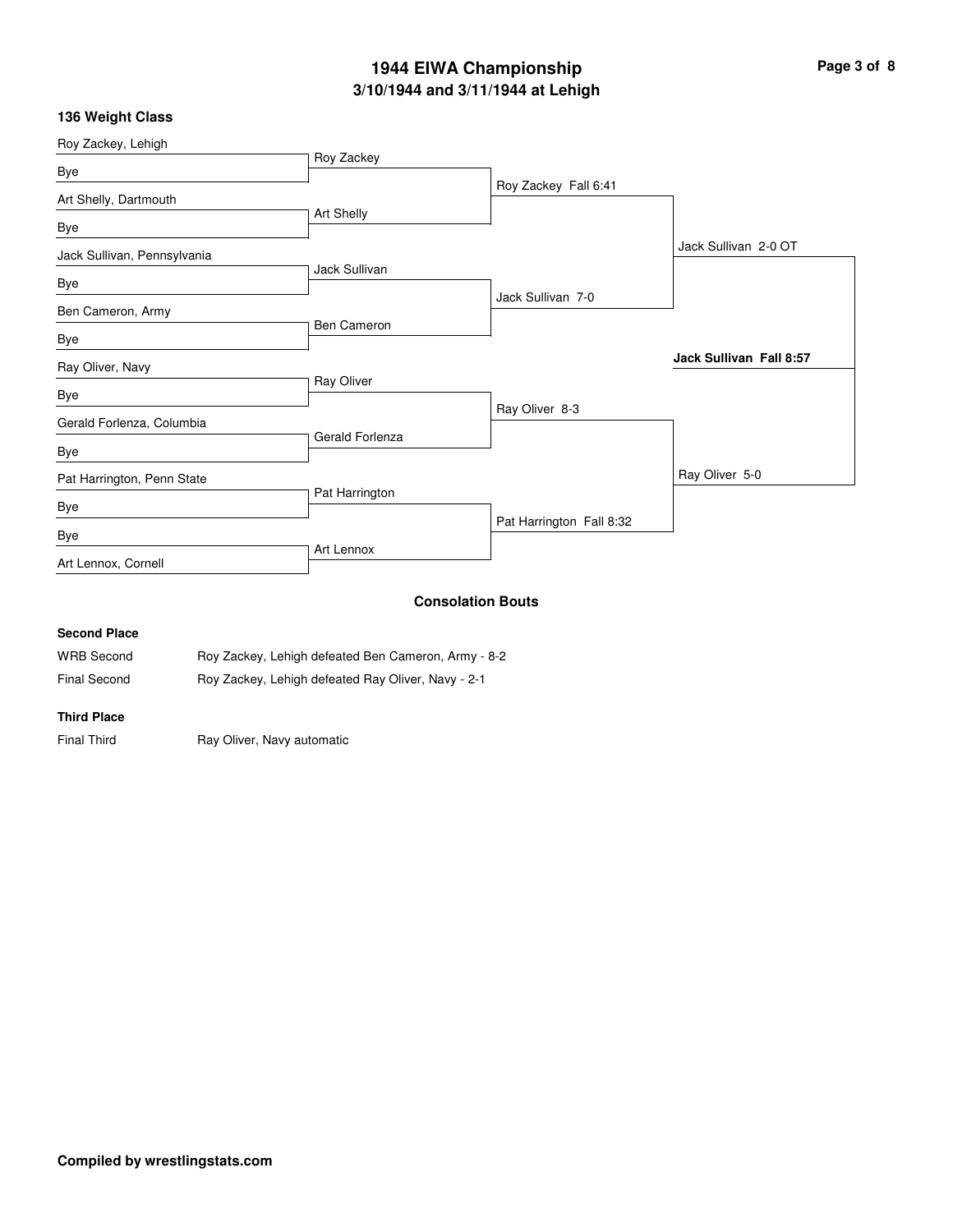# 1944 EIWA Championship

## 3/10/1944 and 3/11/1944 at Lehigh

### 136 Weight Class

| First Round | Quarterfinals | Semifinals | Finals | Champion |
| --- | --- | --- | --- | --- |
| Roy Zackey, Lehigh | Roy Zackey | Roy Zackey Fall 6:41 | Jack Sullivan 2-0 OT | **Jack Sullivan Fall 8:57** |
| Bye | | | | |
| Art Shelly, Dartmouth | Art Shelly | | | |
| Bye | | | | |
| Jack Sullivan, Pennsylvania | Jack Sullivan | Jack Sullivan 7-0 | | |
| Bye | | | | |
| Ben Cameron, Army | Ben Cameron | | | |
| Bye | | | | |
| Ray Oliver, Navy | Ray Oliver | Ray Oliver 8-3 | Ray Oliver 5-0 | |
| Bye | | | | |
| Gerald Forlenza, Columbia | Gerald Forlenza | | | |
| Bye | | | | |
| Pat Harrington, Penn State | Pat Harrington | Pat Harrington Fall 8:32 | | |
| Bye | | | | |
| Bye | Art Lennox | | | |
| Art Lennox, Cornell | | | | |

### Consolation Bouts

**Second Place**

WRB Second — Roy Zackey, Lehigh defeated Ben Cameron, Army - 8-2

Final Second — Roy Zackey, Lehigh defeated Ray Oliver, Navy - 2-1

**Third Place**

Final Third — Ray Oliver, Navy automatic

**Compiled by wrestlingstats.com**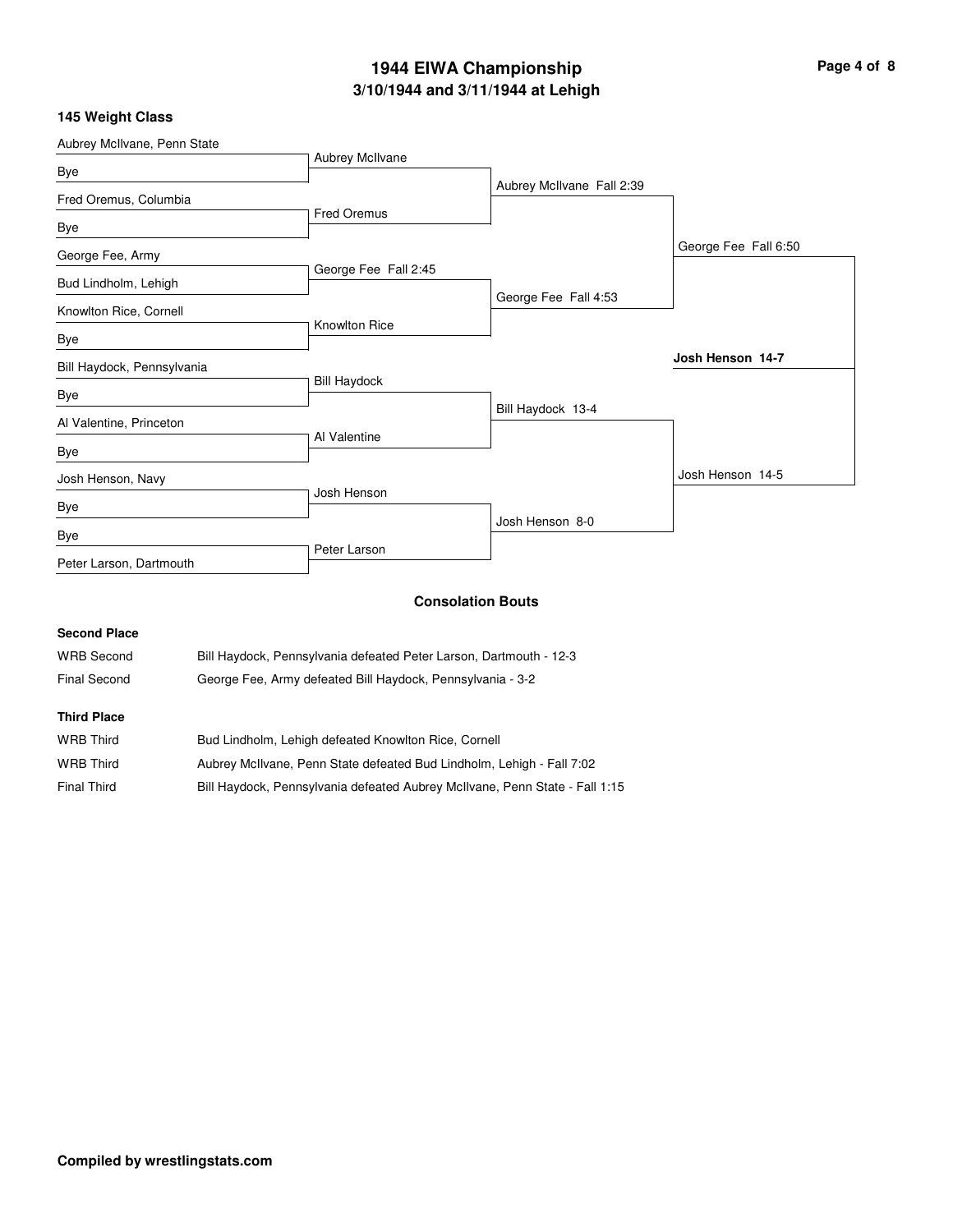# 1944 EIWA Championship
## 3/10/1944 and 3/11/1944 at Lehigh

### 145 Weight Class

**First Round**

- Aubrey McIlvane, Penn State vs. Bye — Aubrey McIlvane
- Fred Oremus, Columbia vs. Bye — Fred Oremus
- George Fee, Army vs. Bud Lindholm, Lehigh — George Fee Fall 2:45
- Knowlton Rice, Cornell vs. Bye — Knowlton Rice
- Bill Haydock, Pennsylvania vs. Bye — Bill Haydock
- Al Valentine, Princeton vs. Bye — Al Valentine
- Josh Henson, Navy vs. Bye — Josh Henson
- Bye vs. Peter Larson, Dartmouth — Peter Larson

**Quarterfinals**

- Aubrey McIlvane Fall 2:39
- George Fee Fall 4:53
- Bill Haydock 13-4
- Josh Henson 8-0

**Semifinals**

- George Fee Fall 6:50
- Josh Henson 14-5

**Final**

- **Josh Henson 14-7**

### Consolation Bouts

**Second Place**

| | |
|---|---|
| WRB Second | Bill Haydock, Pennsylvania defeated Peter Larson, Dartmouth - 12-3 |
| Final Second | George Fee, Army defeated Bill Haydock, Pennsylvania - 3-2 |

**Third Place**

| | |
|---|---|
| WRB Third | Bud Lindholm, Lehigh defeated Knowlton Rice, Cornell |
| WRB Third | Aubrey McIlvane, Penn State defeated Bud Lindholm, Lehigh - Fall 7:02 |
| Final Third | Bill Haydock, Pennsylvania defeated Aubrey McIlvane, Penn State - Fall 1:15 |

**Compiled by wrestlingstats.com**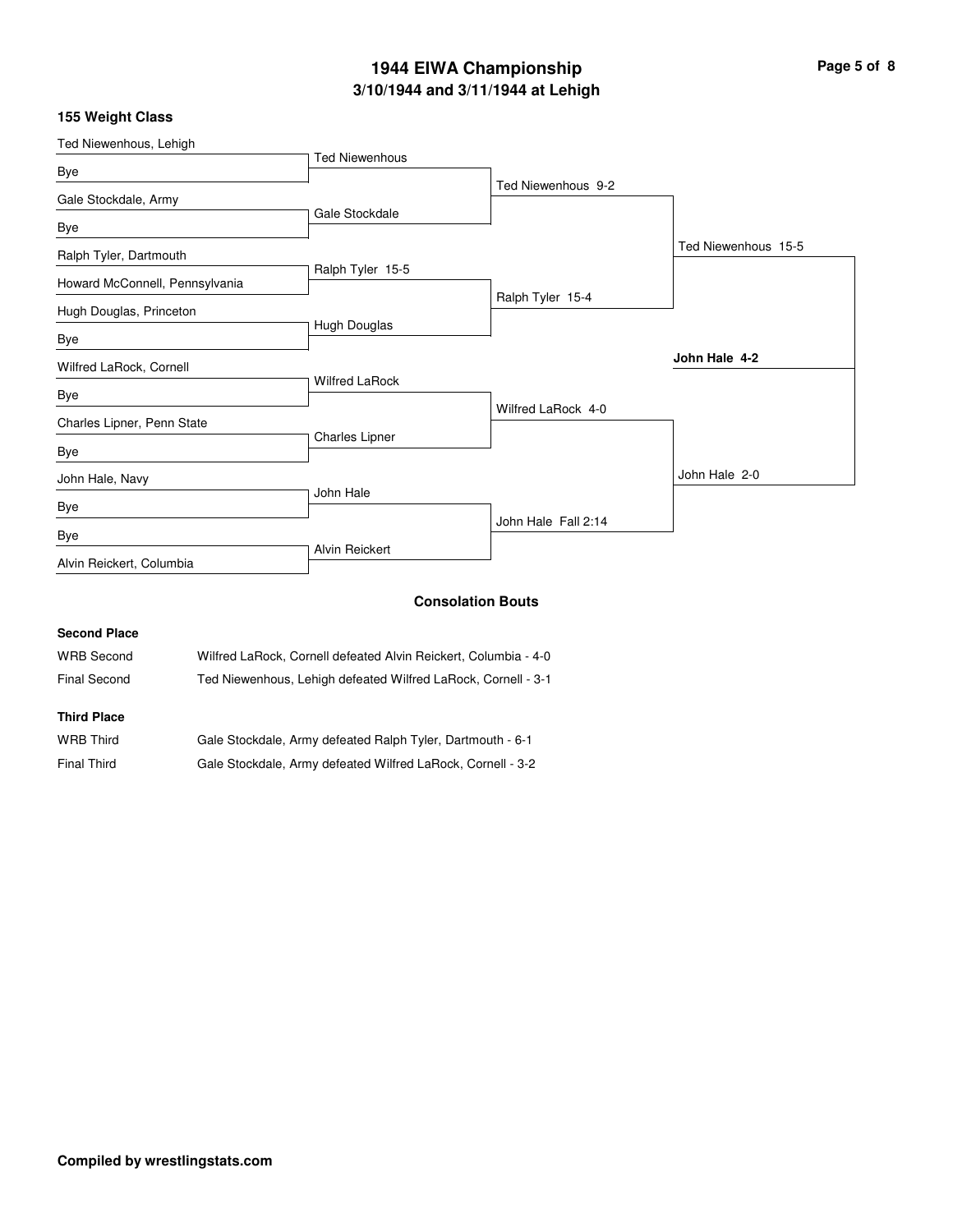# 1944 EIWA Championship
## 3/10/1944 and 3/11/1944 at Lehigh

### 155 Weight Class

**First Round**

- Ted Niewenhous, Lehigh vs Bye — Ted Niewenhous
- Gale Stockdale, Army vs Bye — Gale Stockdale
- Ralph Tyler, Dartmouth vs Howard McConnell, Pennsylvania — Ralph Tyler 15-5
- Hugh Douglas, Princeton vs Bye — Hugh Douglas
- Wilfred LaRock, Cornell vs Bye — Wilfred LaRock
- Charles Lipner, Penn State vs Bye — Charles Lipner
- John Hale, Navy vs Bye — John Hale
- Bye vs Alvin Reickert, Columbia — Alvin Reickert

**Quarterfinals**

- Ted Niewenhous 9-2
- Ralph Tyler 15-4
- Wilfred LaRock 4-0
- John Hale Fall 2:14

**Semifinals**

- Ted Niewenhous 15-5
- John Hale 2-0

**Champion**

**John Hale 4-2**

### Consolation Bouts

**Second Place**

| | |
|---|---|
| WRB Second | Wilfred LaRock, Cornell defeated Alvin Reickert, Columbia - 4-0 |
| Final Second | Ted Niewenhous, Lehigh defeated Wilfred LaRock, Cornell - 3-1 |

**Third Place**

| | |
|---|---|
| WRB Third | Gale Stockdale, Army defeated Ralph Tyler, Dartmouth - 6-1 |
| Final Third | Gale Stockdale, Army defeated Wilfred LaRock, Cornell - 3-2 |

**Compiled by wrestlingstats.com**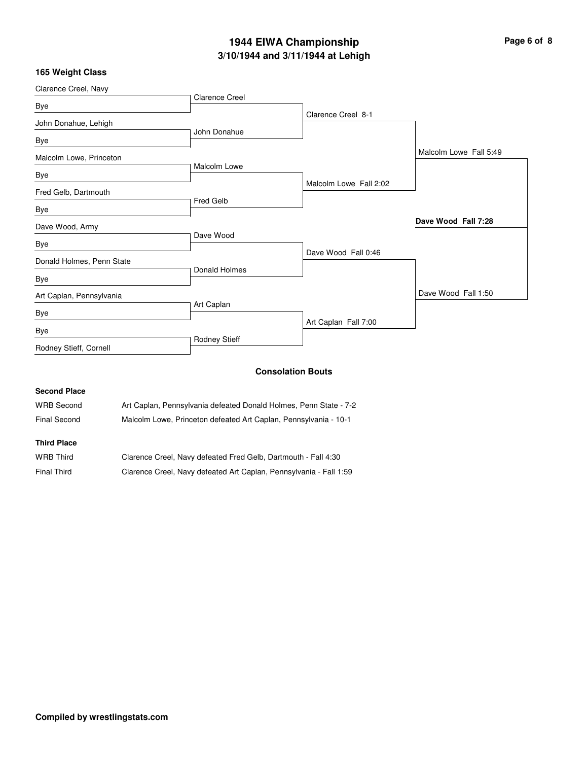# 1944 EIWA Championship
## 3/10/1944 and 3/11/1944 at Lehigh

### 165 Weight Class

**First Round**

- Clarence Creel, Navy vs Bye — Clarence Creel
- John Donahue, Lehigh vs Bye — John Donahue
- Malcolm Lowe, Princeton vs Bye — Malcolm Lowe
- Fred Gelb, Dartmouth vs Bye — Fred Gelb
- Dave Wood, Army vs Bye — Dave Wood
- Donald Holmes, Penn State vs Bye — Donald Holmes
- Art Caplan, Pennsylvania vs Bye — Art Caplan
- Bye vs Rodney Stieff, Cornell — Rodney Stieff

**Quarterfinals**

- Clarence Creel 8-1
- Malcolm Lowe Fall 2:02
- Dave Wood Fall 0:46
- Art Caplan Fall 7:00

**Semifinals**

- Malcolm Lowe Fall 5:49
- Dave Wood Fall 1:50

**Final**

- **Dave Wood Fall 7:28**

### Consolation Bouts

**Second Place**

| | |
|---|---|
| WRB Second | Art Caplan, Pennsylvania defeated Donald Holmes, Penn State - 7-2 |
| Final Second | Malcolm Lowe, Princeton defeated Art Caplan, Pennsylvania - 10-1 |

**Third Place**

| | |
|---|---|
| WRB Third | Clarence Creel, Navy defeated Fred Gelb, Dartmouth - Fall 4:30 |
| Final Third | Clarence Creel, Navy defeated Art Caplan, Pennsylvania - Fall 1:59 |

**Compiled by wrestlingstats.com**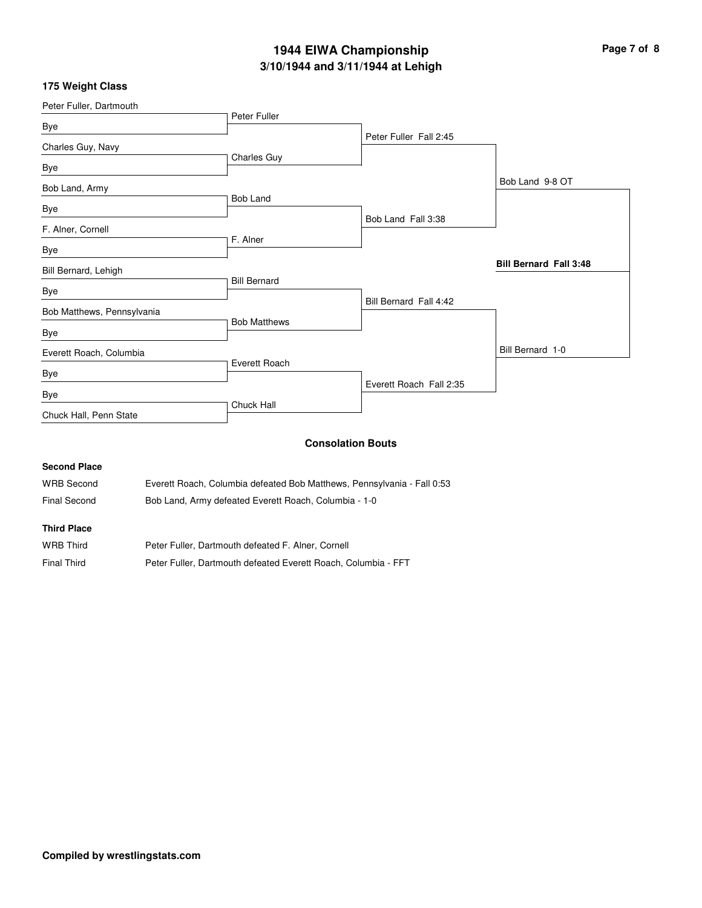# 1944 EIWA Championship

## 3/10/1944 and 3/11/1944 at Lehigh

### 175 Weight Class

**First Round**

- Peter Fuller, Dartmouth vs Bye — Peter Fuller
- Charles Guy, Navy vs Bye — Charles Guy
- Bob Land, Army vs Bye — Bob Land
- F. Alner, Cornell vs Bye — F. Alner
- Bill Bernard, Lehigh vs Bye — Bill Bernard
- Bob Matthews, Pennsylvania vs Bye — Bob Matthews
- Everett Roach, Columbia vs Bye — Everett Roach
- Bye vs Chuck Hall, Penn State — Chuck Hall

**Quarterfinals**

- Peter Fuller Fall 2:45
- Bob Land Fall 3:38
- Bill Bernard Fall 4:42
- Everett Roach Fall 2:35

**Semifinals**

- Bob Land 9-8 OT
- Bill Bernard 1-0

**Final**

- **Bill Bernard Fall 3:48**

### Consolation Bouts

**Second Place**

| | |
|---|---|
| WRB Second | Everett Roach, Columbia defeated Bob Matthews, Pennsylvania - Fall 0:53 |
| Final Second | Bob Land, Army defeated Everett Roach, Columbia - 1-0 |

**Third Place**

| | |
|---|---|
| WRB Third | Peter Fuller, Dartmouth defeated F. Alner, Cornell |
| Final Third | Peter Fuller, Dartmouth defeated Everett Roach, Columbia - FFT |

**Compiled by wrestlingstats.com**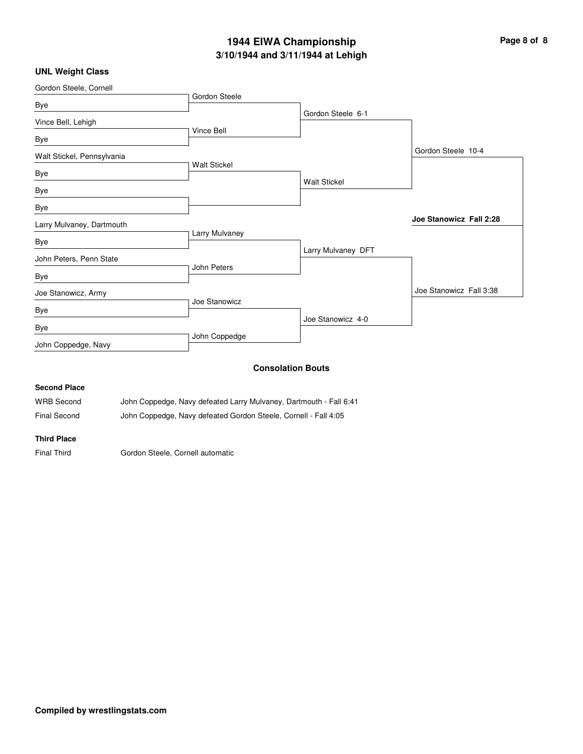# 1944 EIWA Championship

## 3/10/1944 and 3/11/1944 at Lehigh

### UNL Weight Class

Gordon Steele, Cornell
Bye
Vince Bell, Lehigh
Bye
Walt Stickel, Pennsylvania
Bye
Bye
Bye
Larry Mulvaney, Dartmouth
Bye
John Peters, Penn State
Bye
Joe Stanowicz, Army
Bye
Bye
John Coppedge, Navy

Gordon Steele
Vince Bell
Walt Stickel
Larry Mulvaney
John Peters
Joe Stanowicz
John Coppedge

Gordon Steele 6-1
Walt Stickel
Larry Mulvaney DFT
Joe Stanowicz 4-0

Gordon Steele 10-4
Joe Stanowicz Fall 3:38

**Joe Stanowicz Fall 2:28**

### Consolation Bouts

**Second Place**

| | |
|---|---|
| WRB Second | John Coppedge, Navy defeated Larry Mulvaney, Dartmouth - Fall 6:41 |
| Final Second | John Coppedge, Navy defeated Gordon Steele, Cornell - Fall 4:05 |

**Third Place**

| | |
|---|---|
| Final Third | Gordon Steele, Cornell automatic |

**Compiled by wrestlingstats.com**